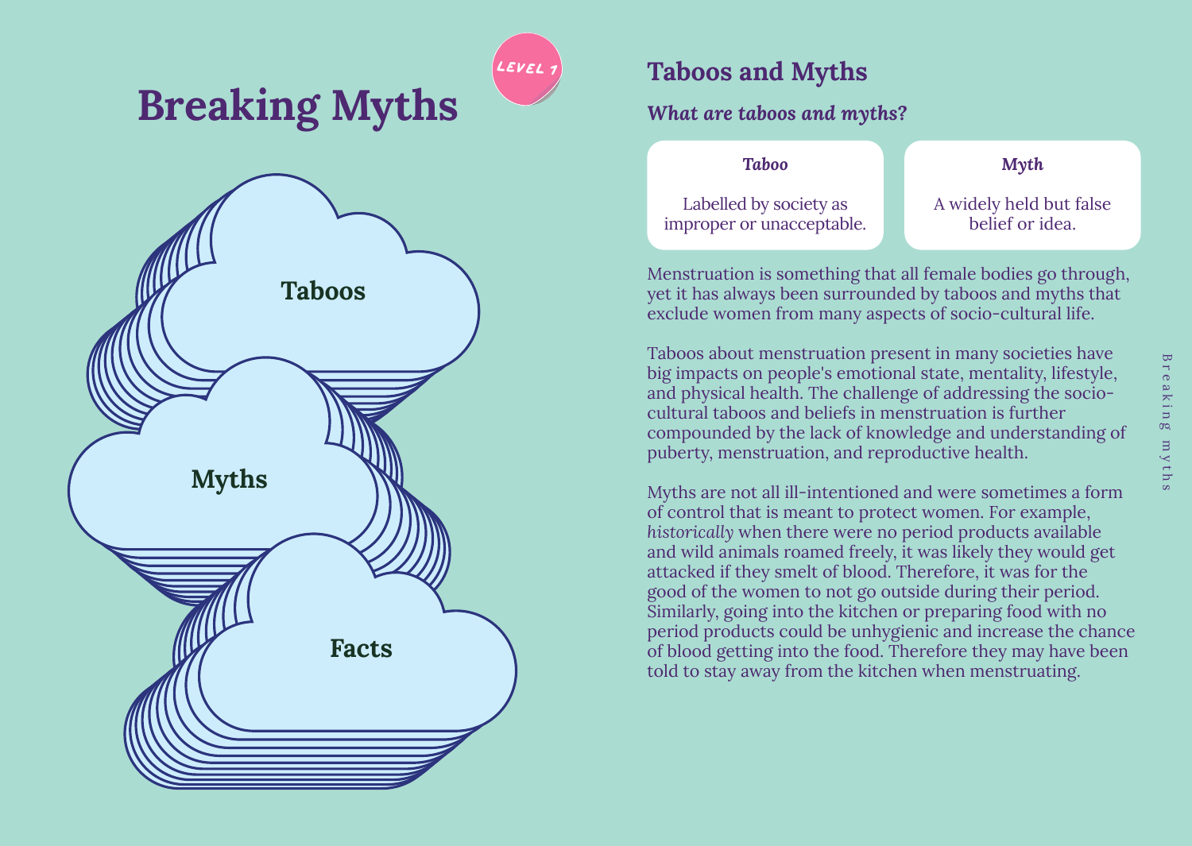# Breaking Myths

LEVEL 1

Taboos

Myths

Facts

## Taboos and Myths

### *What are taboos and myths?*

| ***Taboo*** | ***Myth*** |
| --- | --- |
| Labelled by society as improper or unacceptable. | A widely held but false belief or idea. |

Menstruation is something that all female bodies go through, yet it has always been surrounded by taboos and myths that exclude women from many aspects of socio-cultural life.

Taboos about menstruation present in many societies have big impacts on people's emotional state, mentality, lifestyle, and physical health. The challenge of addressing the socio-cultural taboos and beliefs in menstruation is further compounded by the lack of knowledge and understanding of puberty, menstruation, and reproductive health.

Myths are not all ill-intentioned and were sometimes a form of control that is meant to protect women. For example, *historically* when there were no period products available and wild animals roamed freely, it was likely they would get attacked if they smelt of blood. Therefore, it was for the good of the women to not go outside during their period. Similarly, going into the kitchen or preparing food with no period products could be unhygienic and increase the chance of blood getting into the food. Therefore they may have been told to stay away from the kitchen when menstruating.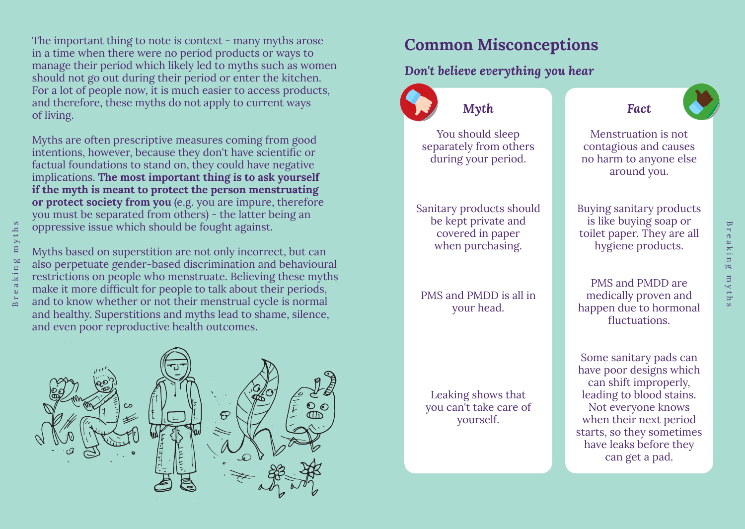The important thing to note is context - many myths arose in a time when there were no period products or ways to manage their period which likely led to myths such as women should not go out during their period or enter the kitchen. For a lot of people now, it is much easier to access products, and therefore, these myths do not apply to current ways of living.

Myths are often prescriptive measures coming from good intentions, however, because they don't have scientific or factual foundations to stand on, they could have negative implications. **The most important thing is to ask yourself if the myth is meant to protect the person menstruating or protect society from you** (e.g. you are impure, therefore you must be separated from others) - the latter being an oppressive issue which should be fought against.

Myths based on superstition are not only incorrect, but can also perpetuate gender-based discrimination and behavioural restrictions on people who menstruate. Believing these myths make it more difficult for people to talk about their periods, and to know whether or not their menstrual cycle is normal and healthy. Superstitions and myths lead to shame, silence, and even poor reproductive health outcomes.

## Common Misconceptions

### *Don't believe everything you hear*

| *Myth* | *Fact* |
| --- | --- |
| You should sleep separately from others during your period. | Menstruation is not contagious and causes no harm to anyone else around you. |
| Sanitary products should be kept private and covered in paper when purchasing. | Buying sanitary products is like buying soap or toilet paper. They are all hygiene products. |
| PMS and PMDD is all in your head. | PMS and PMDD are medically proven and happen due to hormonal fluctuations. |
| Leaking shows that you can't take care of yourself. | Some sanitary pads can have poor designs which can shift improperly, leading to blood stains. Not everyone knows when their next period starts, so they sometimes have leaks before they can get a pad. |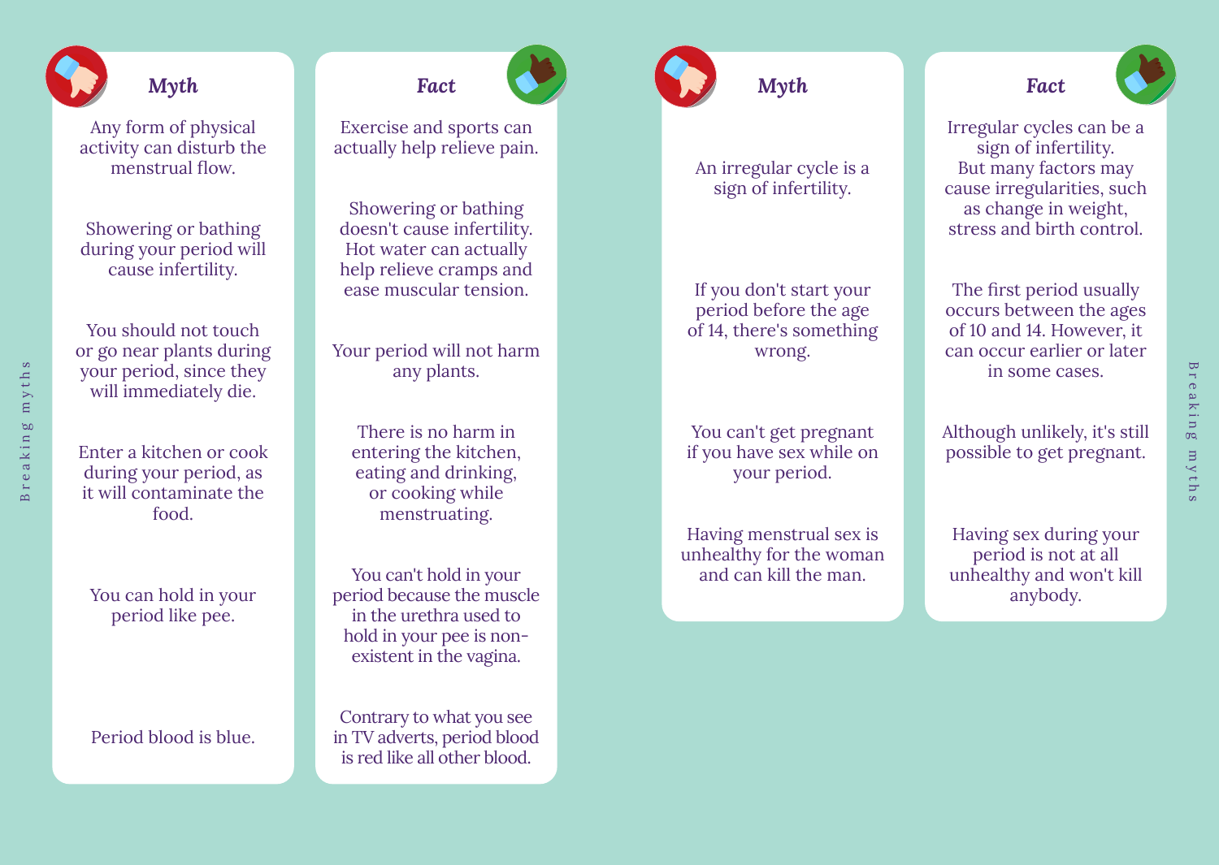| *Myth* | *Fact* |
| --- | --- |
| Any form of physical activity can disturb the menstrual flow. | Exercise and sports can actually help relieve pain. |
| Showering or bathing during your period will cause infertility. | Showering or bathing doesn't cause infertility. Hot water can actually help relieve cramps and ease muscular tension. |
| You should not touch or go near plants during your period, since they will immediately die. | Your period will not harm any plants. |
| Enter a kitchen or cook during your period, as it will contaminate the food. | There is no harm in entering the kitchen, eating and drinking, or cooking while menstruating. |
| You can hold in your period like pee. | You can't hold in your period because the muscle in the urethra used to hold in your pee is non-existent in the vagina. |
| Period blood is blue. | Contrary to what you see in TV adverts, period blood is red like all other blood. |

| *Myth* | *Fact* |
| --- | --- |
| An irregular cycle is a sign of infertility. | Irregular cycles can be a sign of infertility. But many factors may cause irregularities, such as change in weight, stress and birth control. |
| If you don't start your period before the age of 14, there's something wrong. | The first period usually occurs between the ages of 10 and 14. However, it can occur earlier or later in some cases. |
| You can't get pregnant if you have sex while on your period. | Although unlikely, it's still possible to get pregnant. |
| Having menstrual sex is unhealthy for the woman and can kill the man. | Having sex during your period is not at all unhealthy and won't kill anybody. |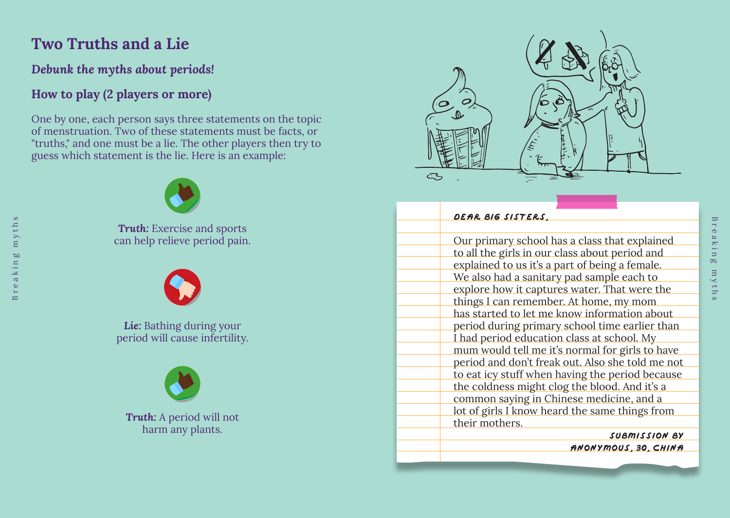## Two Truths and a Lie

### *Debunk the myths about periods!*

### How to play (2 players or more)

One by one, each person says three statements on the topic of menstruation. Two of these statements must be facts, or "truths," and one must be a lie. The other players then try to guess which statement is the lie. Here is an example:

***Truth:*** Exercise and sports can help relieve period pain.

***Lie:*** Bathing during your period will cause infertility.

***Truth:*** A period will not harm any plants.

DEAR BIG SISTERS,

Our primary school has a class that explained to all the girls in our class about period and explained to us it's a part of being a female. We also had a sanitary pad sample each to explore how it captures water. That were the things I can remember. At home, my mom has started to let me know information about period during primary school time earlier than I had period education class at school. My mum would tell me it's normal for girls to have period and don't freak out. Also she told me not to eat icy stuff when having the period because the coldness might clog the blood. And it's a common saying in Chinese medicine, and a lot of girls I know heard the same things from their mothers.

SUBMISSION BY
ANONYMOUS, 30, CHINA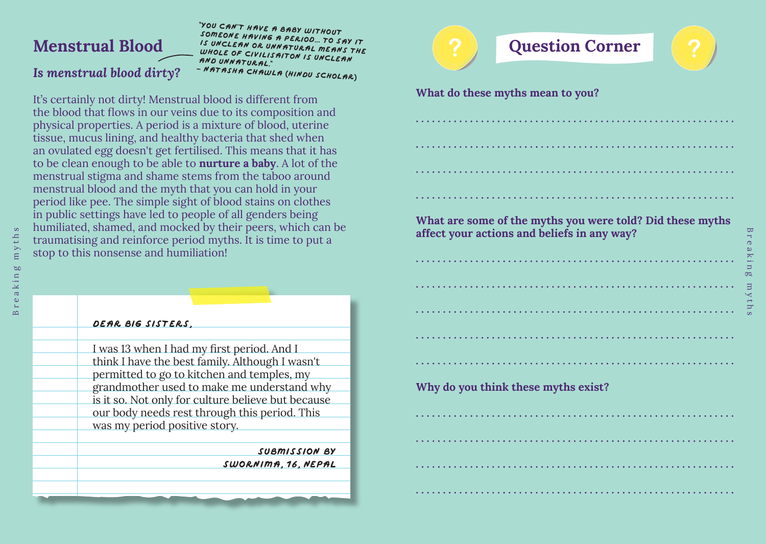## Menstrual Blood

*"You can't have a baby without someone having a period... to say it is unclean or unnatural means the whole of civilisaiton is unclean and unnatural."*
*– Natasha Chawla (Hindu scholar)*

### *Is menstrual blood dirty?*

It's certainly not dirty! Menstrual blood is different from the blood that flows in our veins due to its composition and physical properties. A period is a mixture of blood, uterine tissue, mucus lining, and healthy bacteria that shed when an ovulated egg doesn't get fertilised. This means that it has to be clean enough to be able to **nurture a baby**. A lot of the menstrual stigma and shame stems from the taboo around menstrual blood and the myth that you can hold in your period like pee. The simple sight of blood stains on clothes in public settings have led to people of all genders being humiliated, shamed, and mocked by their peers, which can be traumatising and reinforce period myths. It is time to put a stop to this nonsense and humiliation!

DEAR BIG SISTERS,

I was 13 when I had my first period. And I think I have the best family. Although I wasn't permitted to go to kitchen and temples, my grandmother used to make me understand why is it so. Not only for culture believe but because our body needs rest through this period. This was my period positive story.

SUBMISSION BY
SWORNIMA, 16, NEPAL

## Question Corner

**What do these myths mean to you?**

.........................................................................

.........................................................................

.........................................................................

.........................................................................

**What are some of the myths you were told? Did these myths affect your actions and beliefs in any way?**

.........................................................................

.........................................................................

.........................................................................

.........................................................................

.........................................................................

**Why do you think these myths exist?**

.........................................................................

.........................................................................

.........................................................................

.........................................................................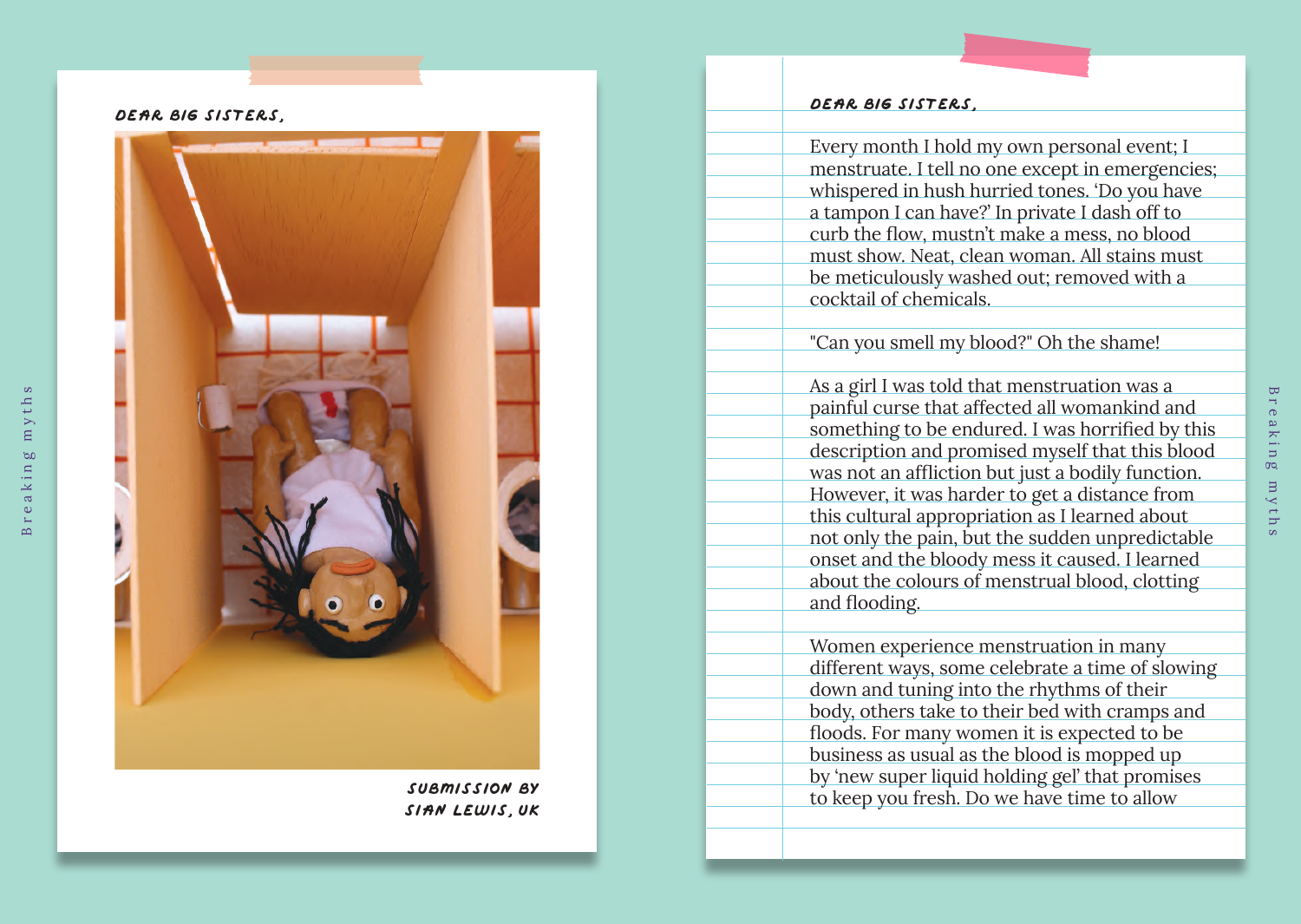DEAR BIG SISTERS,

SUBMISSION BY
SIAN LEWIS, UK

DEAR BIG SISTERS,

Every month I hold my own personal event; I menstruate. I tell no one except in emergencies; whispered in hush hurried tones. 'Do you have a tampon I can have?' In private I dash off to curb the flow, mustn't make a mess, no blood must show. Neat, clean woman. All stains must be meticulously washed out; removed with a cocktail of chemicals.

"Can you smell my blood?" Oh the shame!

As a girl I was told that menstruation was a painful curse that affected all womankind and something to be endured. I was horrified by this description and promised myself that this blood was not an affliction but just a bodily function. However, it was harder to get a distance from this cultural appropriation as I learned about not only the pain, but the sudden unpredictable onset and the bloody mess it caused. I learned about the colours of menstrual blood, clotting and flooding.

Women experience menstruation in many different ways, some celebrate a time of slowing down and tuning into the rhythms of their body, others take to their bed with cramps and floods. For many women it is expected to be business as usual as the blood is mopped up by 'new super liquid holding gel' that promises to keep you fresh. Do we have time to allow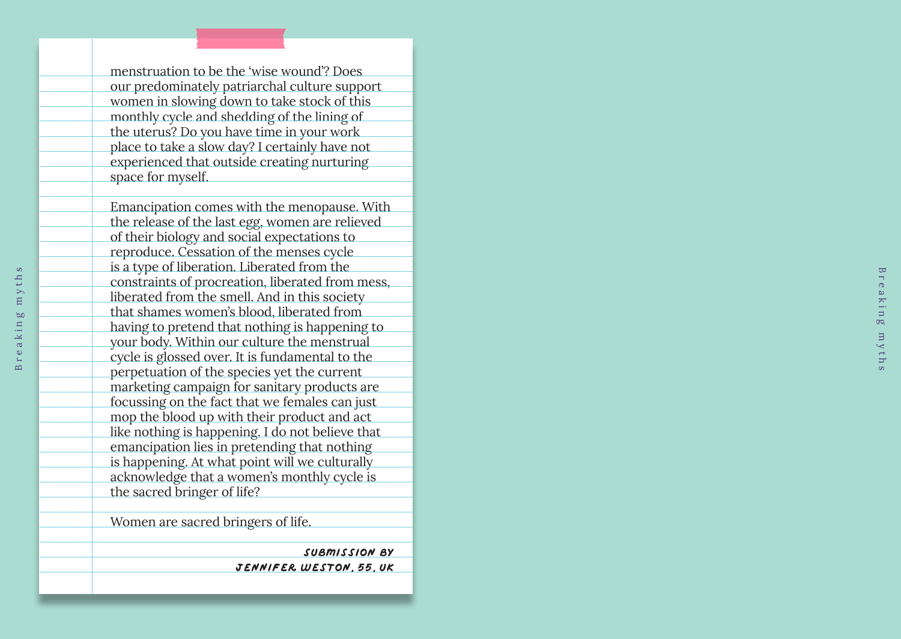menstruation to be the ‘wise wound’? Does our predominately patriarchal culture support women in slowing down to take stock of this monthly cycle and shedding of the lining of the uterus? Do you have time in your work place to take a slow day? I certainly have not experienced that outside creating nurturing space for myself.

Emancipation comes with the menopause. With the release of the last egg, women are relieved of their biology and social expectations to reproduce. Cessation of the menses cycle is a type of liberation. Liberated from the constraints of procreation, liberated from mess, liberated from the smell. And in this society that shames women’s blood, liberated from having to pretend that nothing is happening to your body. Within our culture the menstrual cycle is glossed over. It is fundamental to the perpetuation of the species yet the current marketing campaign for sanitary products are focussing on the fact that we females can just mop the blood up with their product and act like nothing is happening. I do not believe that emancipation lies in pretending that nothing is happening. At what point will we culturally acknowledge that a women’s monthly cycle is the sacred bringer of life?

Women are sacred bringers of life.

SUBMISSION BY
JENNIFER WESTON, 55, UK